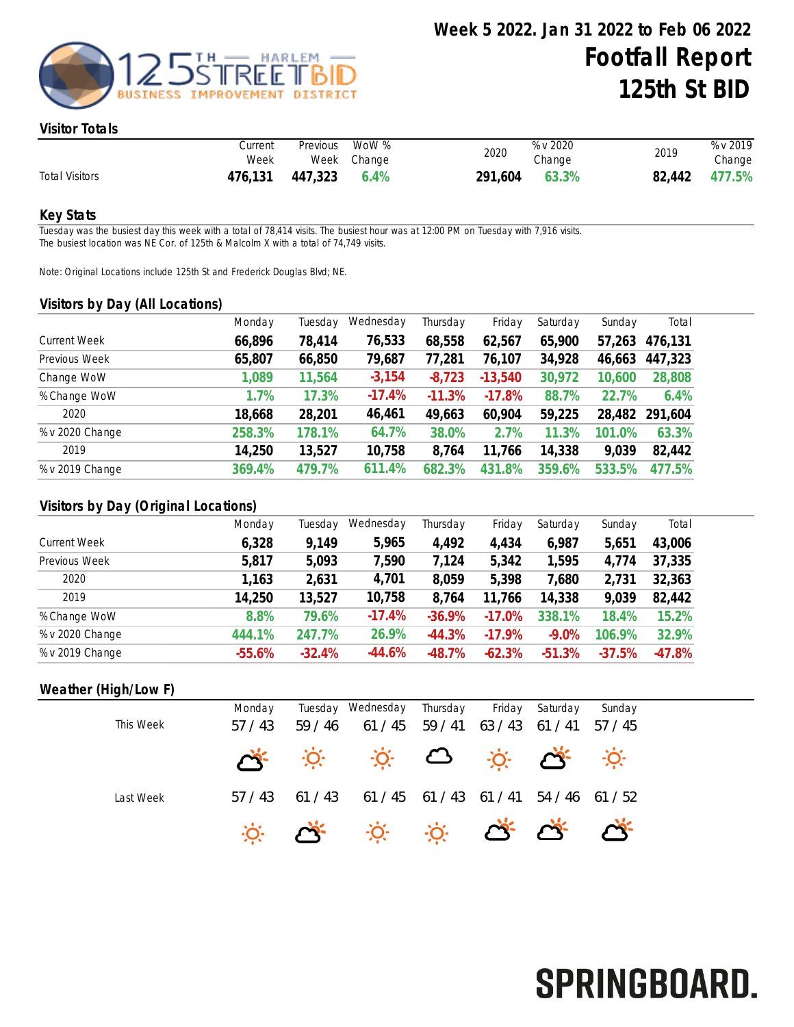# Week 5 2022. Jan 31 2022 to Feb 06 2022

# Footfall Report 125th St BID

125TH — HARLEM — STREET BID BUSINESS IMPROVEMENT DISTRICT

## Visitor Totals

| | Current Week | Previous Week | WoW % Change | 2020 | % v 2020 Change | 2019 | % v 2019 Change |
|---|---|---|---|---|---|---|---|
| Total Visitors | 476,131 | 447,323 | 6.4% | 291,604 | 63.3% | 82,442 | 477.5% |

## Key Stats

Tuesday was the busiest day this week with a total of 78,414 visits. The busiest hour was at 12:00 PM on Tuesday with 7,916 visits.
The busiest location was NE Cor. of 125th & Malcolm X with a total of 74,749 visits.

Note: Original Locations include 125th St and Frederick Douglas Blvd; NE.

## Visitors by Day (All Locations)

| | Monday | Tuesday | Wednesday | Thursday | Friday | Saturday | Sunday | Total |
|---|---|---|---|---|---|---|---|---|
| Current Week | 66,896 | 78,414 | 76,533 | 68,558 | 62,567 | 65,900 | 57,263 | 476,131 |
| Previous Week | 65,807 | 66,850 | 79,687 | 77,281 | 76,107 | 34,928 | 46,663 | 447,323 |
| Change WoW | 1,089 | 11,564 | -3,154 | -8,723 | -13,540 | 30,972 | 10,600 | 28,808 |
| % Change WoW | 1.7% | 17.3% | -17.4% | -11.3% | -17.8% | 88.7% | 22.7% | 6.4% |
| 2020 | 18,668 | 28,201 | 46,461 | 49,663 | 60,904 | 59,225 | 28,482 | 291,604 |
| % v 2020 Change | 258.3% | 178.1% | 64.7% | 38.0% | 2.7% | 11.3% | 101.0% | 63.3% |
| 2019 | 14,250 | 13,527 | 10,758 | 8,764 | 11,766 | 14,338 | 9,039 | 82,442 |
| % v 2019 Change | 369.4% | 479.7% | 611.4% | 682.3% | 431.8% | 359.6% | 533.5% | 477.5% |

## Visitors by Day (Original Locations)

| | Monday | Tuesday | Wednesday | Thursday | Friday | Saturday | Sunday | Total |
|---|---|---|---|---|---|---|---|---|
| Current Week | 6,328 | 9,149 | 5,965 | 4,492 | 4,434 | 6,987 | 5,651 | 43,006 |
| Previous Week | 5,817 | 5,093 | 7,590 | 7,124 | 5,342 | 1,595 | 4,774 | 37,335 |
| 2020 | 1,163 | 2,631 | 4,701 | 8,059 | 5,398 | 7,680 | 2,731 | 32,363 |
| 2019 | 14,250 | 13,527 | 10,758 | 8,764 | 11,766 | 14,338 | 9,039 | 82,442 |
| % Change WoW | 8.8% | 79.6% | -17.4% | -36.9% | -17.0% | 338.1% | 18.4% | 15.2% |
| % v 2020 Change | 444.1% | 247.7% | 26.9% | -44.3% | -17.9% | -9.0% | 106.9% | 32.9% |
| % v 2019 Change | -55.6% | -32.4% | -44.6% | -48.7% | -62.3% | -51.3% | -37.5% | -47.8% |

## Weather (High/Low F)

| | Monday | Tuesday | Wednesday | Thursday | Friday | Saturday | Sunday |
|---|---|---|---|---|---|---|---|
| This Week | 57 / 43 | 59 / 46 | 61 / 45 | 59 / 41 | 63 / 43 | 61 / 41 | 57 / 45 |
| Last Week | 57 / 43 | 61 / 43 | 61 / 45 | 61 / 43 | 61 / 41 | 54 / 46 | 61 / 52 |

SPRINGBOARD.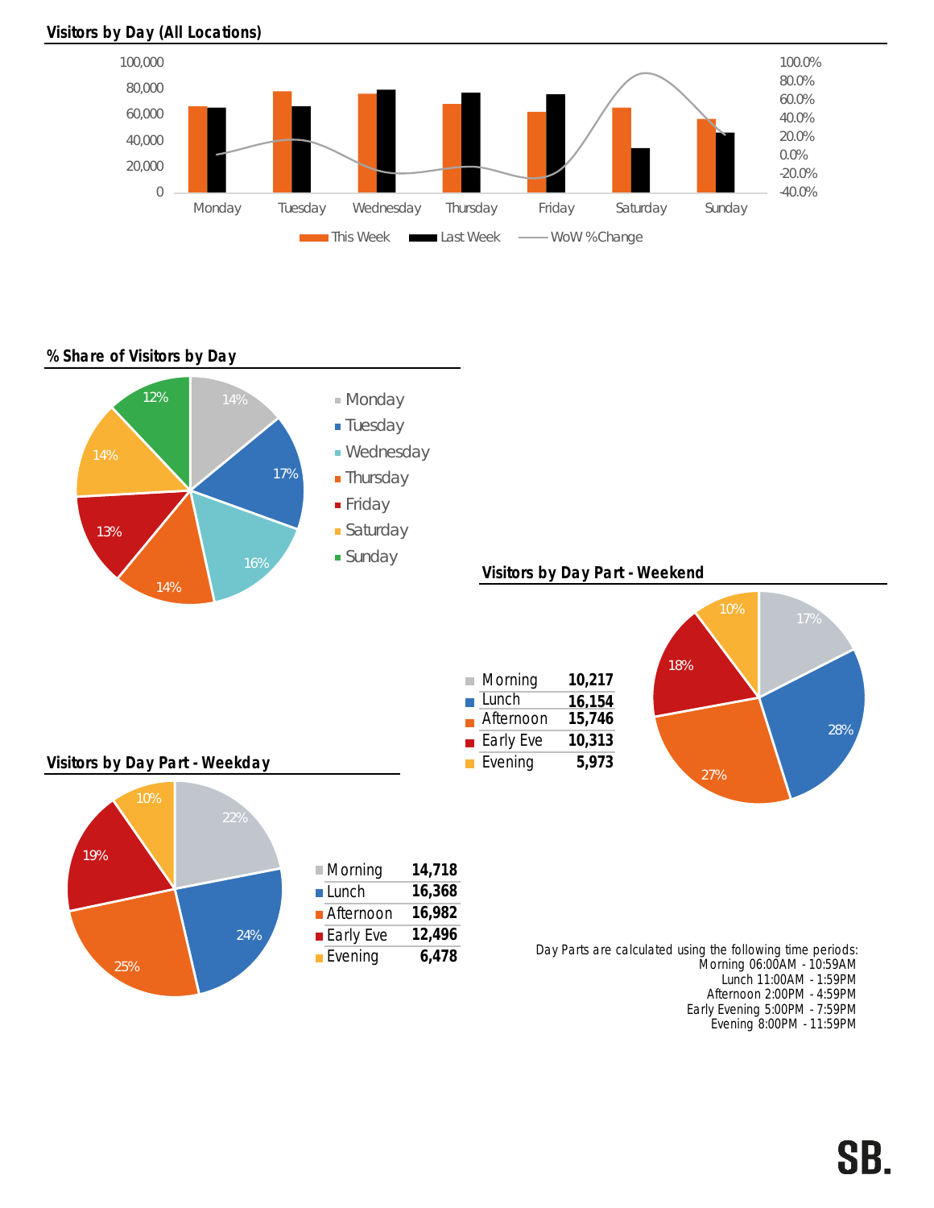## Visitors by Day (All Locations)

## % Share of Visitors by Day

## Visitors by Day Part - Weekend

| Day Part | Visitors |
| --- | --- |
| Morning | 10,217 |
| Lunch | 16,154 |
| Afternoon | 15,746 |
| Early Eve | 10,313 |
| Evening | 5,973 |

## Visitors by Day Part - Weekday

| Day Part | Visitors |
| --- | --- |
| Morning | 14,718 |
| Lunch | 16,368 |
| Afternoon | 16,982 |
| Early Eve | 12,496 |
| Evening | 6,478 |

Day Parts are calculated using the following time periods:
Morning 06:00AM - 10:59AM
Lunch 11:00AM - 1:59PM
Afternoon 2:00PM - 4:59PM
Early Evening 5:00PM - 7:59PM
Evening 8:00PM - 11:59PM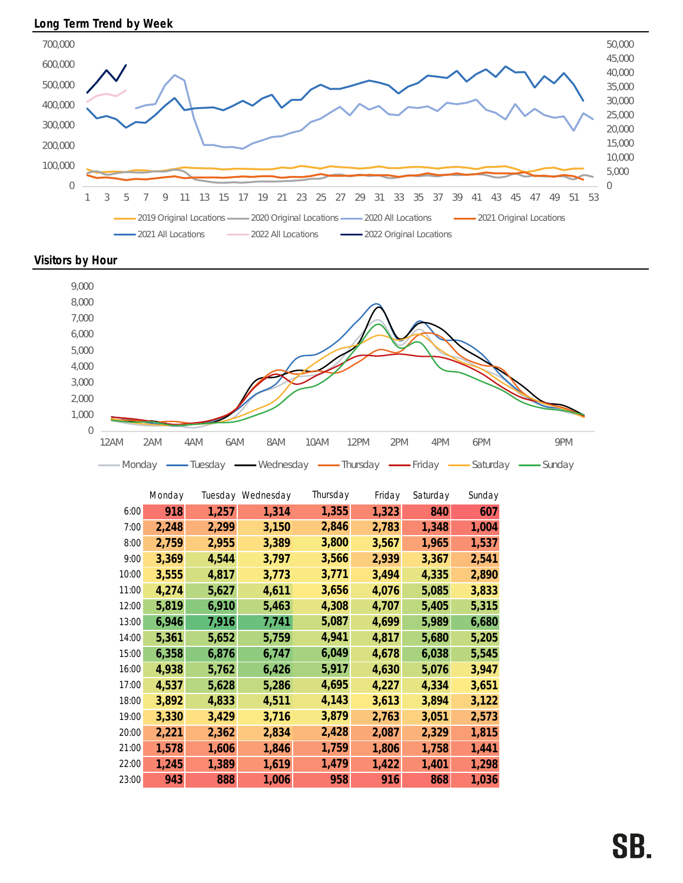## Long Term Trend by Week

Left axis: 0, 100,000, 200,000, 300,000, 400,000, 500,000, 600,000, 700,000
Right axis: 0, 5,000, 10,000, 15,000, 20,000, 25,000, 30,000, 35,000, 40,000, 45,000, 50,000
X axis: 1, 3, 5, 7, 9, 11, 13, 15, 17, 19, 21, 23, 25, 27, 29, 31, 33, 35, 37, 39, 41, 43, 45, 47, 49, 51, 53

Legend: 2019 Original Locations, 2020 Original Locations, 2020 All Locations, 2021 Original Locations, 2021 All Locations, 2022 All Locations, 2022 Original Locations

## Visitors by Hour

Y axis: 0, 1,000, 2,000, 3,000, 4,000, 5,000, 6,000, 7,000, 8,000, 9,000
X axis: 12AM, 2AM, 4AM, 6AM, 8AM, 10AM, 12PM, 2PM, 4PM, 6PM, 9PM

Legend: Monday, Tuesday, Wednesday, Thursday, Friday, Saturday, Sunday

| | Monday | Tuesday | Wednesday | Thursday | Friday | Saturday | Sunday |
|---|---|---|---|---|---|---|---|
| 6:00 | 918 | 1,257 | 1,314 | 1,355 | 1,323 | 840 | 607 |
| 7:00 | 2,248 | 2,299 | 3,150 | 2,846 | 2,783 | 1,348 | 1,004 |
| 8:00 | 2,759 | 2,955 | 3,389 | 3,800 | 3,567 | 1,965 | 1,537 |
| 9:00 | 3,369 | 4,544 | 3,797 | 3,566 | 2,939 | 3,367 | 2,541 |
| 10:00 | 3,555 | 4,817 | 3,773 | 3,771 | 3,494 | 4,335 | 2,890 |
| 11:00 | 4,274 | 5,627 | 4,611 | 3,656 | 4,076 | 5,085 | 3,833 |
| 12:00 | 5,819 | 6,910 | 5,463 | 4,308 | 4,707 | 5,405 | 5,315 |
| 13:00 | 6,946 | 7,916 | 7,741 | 5,087 | 4,699 | 5,989 | 6,680 |
| 14:00 | 5,361 | 5,652 | 5,759 | 4,941 | 4,817 | 5,680 | 5,205 |
| 15:00 | 6,358 | 6,876 | 6,747 | 6,049 | 4,678 | 6,038 | 5,545 |
| 16:00 | 4,938 | 5,762 | 6,426 | 5,917 | 4,630 | 5,076 | 3,947 |
| 17:00 | 4,537 | 5,628 | 5,286 | 4,695 | 4,227 | 4,334 | 3,651 |
| 18:00 | 3,892 | 4,833 | 4,511 | 4,143 | 3,613 | 3,894 | 3,122 |
| 19:00 | 3,330 | 3,429 | 3,716 | 3,879 | 2,763 | 3,051 | 2,573 |
| 20:00 | 2,221 | 2,362 | 2,834 | 2,428 | 2,087 | 2,329 | 1,815 |
| 21:00 | 1,578 | 1,606 | 1,846 | 1,759 | 1,806 | 1,758 | 1,441 |
| 22:00 | 1,245 | 1,389 | 1,619 | 1,479 | 1,422 | 1,401 | 1,298 |
| 23:00 | 943 | 888 | 1,006 | 958 | 916 | 868 | 1,036 |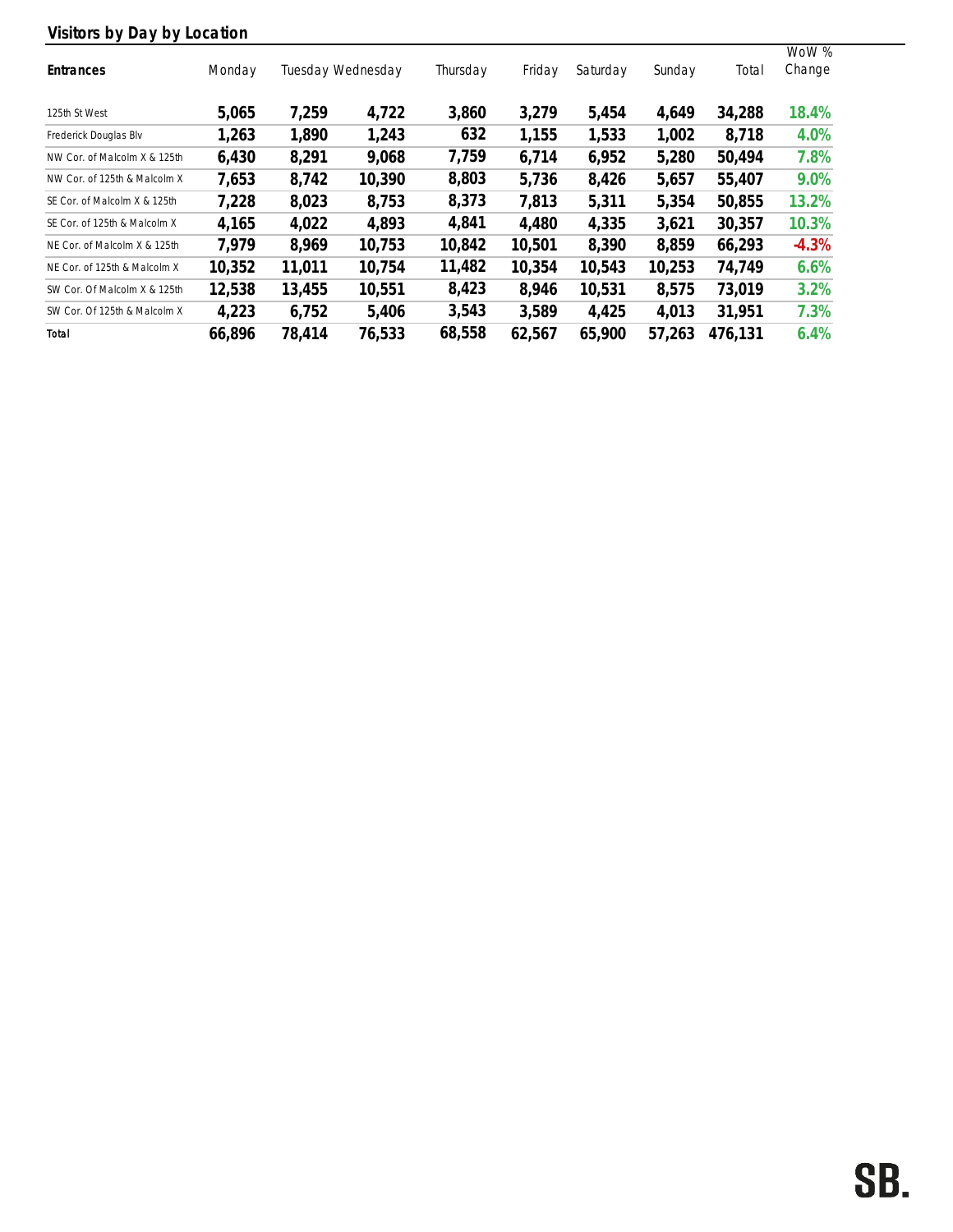**Visitors by Day by Location**

| Entrances | Monday | Tuesday | Wednesday | Thursday | Friday | Saturday | Sunday | Total | WoW % Change |
|---|---|---|---|---|---|---|---|---|---|
| 125th St West | 5,065 | 7,259 | 4,722 | 3,860 | 3,279 | 5,454 | 4,649 | 34,288 | 18.4% |
| Frederick Douglas Blv | 1,263 | 1,890 | 1,243 | 632 | 1,155 | 1,533 | 1,002 | 8,718 | 4.0% |
| NW Cor. of Malcolm X & 125th | 6,430 | 8,291 | 9,068 | 7,759 | 6,714 | 6,952 | 5,280 | 50,494 | 7.8% |
| NW Cor. of 125th & Malcolm X | 7,653 | 8,742 | 10,390 | 8,803 | 5,736 | 8,426 | 5,657 | 55,407 | 9.0% |
| SE Cor. of Malcolm X & 125th | 7,228 | 8,023 | 8,753 | 8,373 | 7,813 | 5,311 | 5,354 | 50,855 | 13.2% |
| SE Cor. of 125th & Malcolm X | 4,165 | 4,022 | 4,893 | 4,841 | 4,480 | 4,335 | 3,621 | 30,357 | 10.3% |
| NE Cor. of Malcolm X & 125th | 7,979 | 8,969 | 10,753 | 10,842 | 10,501 | 8,390 | 8,859 | 66,293 | -4.3% |
| NE Cor. of 125th & Malcolm X | 10,352 | 11,011 | 10,754 | 11,482 | 10,354 | 10,543 | 10,253 | 74,749 | 6.6% |
| SW Cor. Of Malcolm X & 125th | 12,538 | 13,455 | 10,551 | 8,423 | 8,946 | 10,531 | 8,575 | 73,019 | 3.2% |
| SW Cor. Of 125th & Malcolm X | 4,223 | 6,752 | 5,406 | 3,543 | 3,589 | 4,425 | 4,013 | 31,951 | 7.3% |
| Total | 66,896 | 78,414 | 76,533 | 68,558 | 62,567 | 65,900 | 57,263 | 476,131 | 6.4% |

SB.